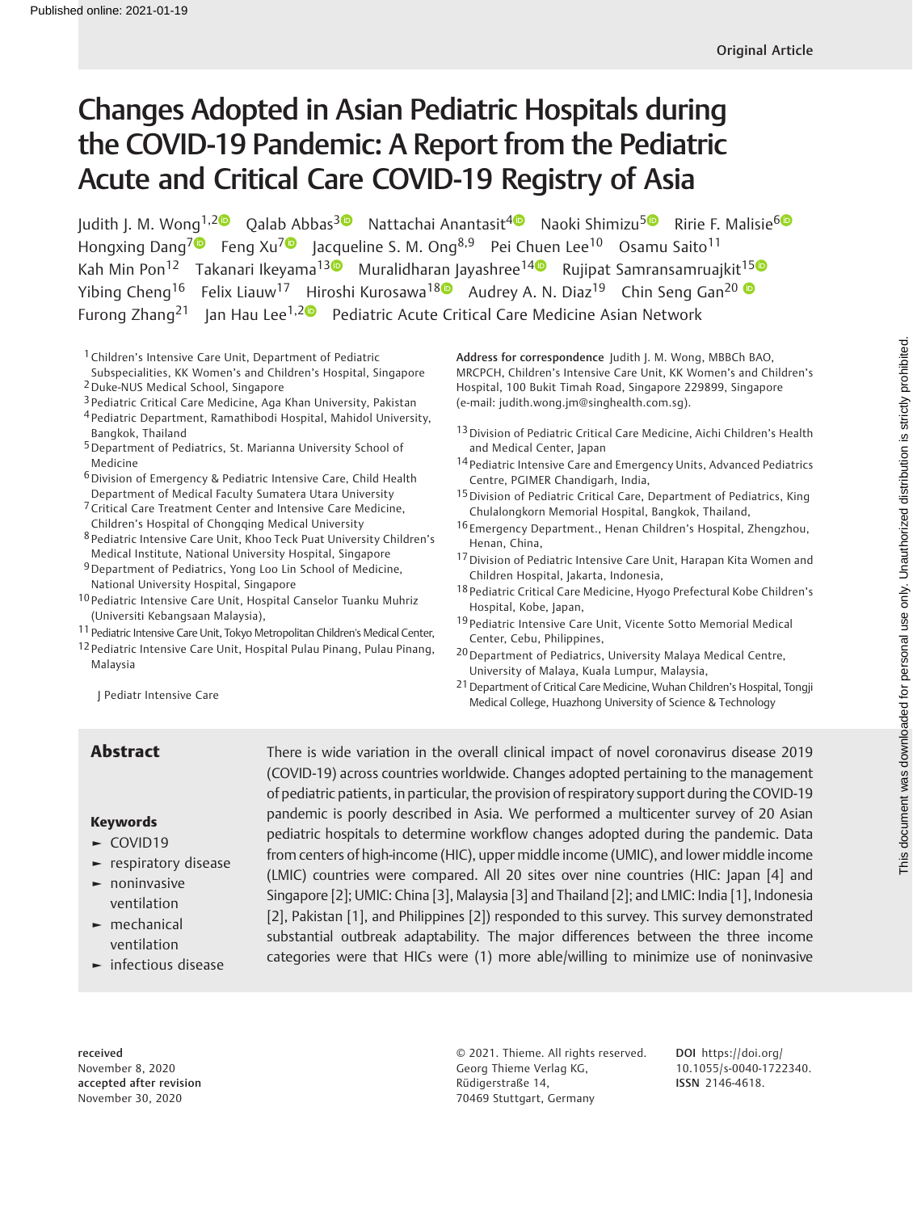Published online: 2021-01-19

Original Article

# Changes Adopted in Asian Pediatric Hospitals during the COVID-19 Pandemic: A Report from the Pediatric Acute and Critical Care COVID-19 Registry of Asia

Judith J. M. Wong[1,2] Qalab Abbas[3] Nattachai Anantasit[4] Naoki Shimizu[5] Ririe F. Malisie[6] Hongxing Dang[7] Feng Xu[7] Jacqueline S. M. Ong[8,9] Pei Chuen Lee[10] Osamu Saito[11] Kah Min Pon[12] Takanari Ikeyama[13] Muralidharan Jayashree[14] Rujipat Samransamruajkit[15] Yibing Cheng[16] Felix Liauw[17] Hiroshi Kurosawa[18] Audrey A. N. Diaz[19] Chin Seng Gan[20] Furong Zhang[21] Jan Hau Lee[1,2] Pediatric Acute Critical Care Medicine Asian Network

[1] Children's Intensive Care Unit, Department of Pediatric Subspecialities, KK Women's and Children's Hospital, Singapore
[2] Duke-NUS Medical School, Singapore
[3] Pediatric Critical Care Medicine, Aga Khan University, Pakistan
[4] Pediatric Department, Ramathibodi Hospital, Mahidol University, Bangkok, Thailand
[5] Department of Pediatrics, St. Marianna University School of Medicine
[6] Division of Emergency & Pediatric Intensive Care, Child Health Department of Medical Faculty Sumatera Utara University
[7] Critical Care Treatment Center and Intensive Care Medicine, Children's Hospital of Chongqing Medical University
[8] Pediatric Intensive Care Unit, Khoo Teck Puat University Children's Medical Institute, National University Hospital, Singapore
[9] Department of Pediatrics, Yong Loo Lin School of Medicine, National University Hospital, Singapore
[10] Pediatric Intensive Care Unit, Hospital Canselor Tuanku Muhriz (Universiti Kebangsaan Malaysia),
[11] Pediatric Intensive Care Unit, Tokyo Metropolitan Children's Medical Center,
[12] Pediatric Intensive Care Unit, Hospital Pulau Pinang, Pulau Pinang, Malaysia
[13] Division of Pediatric Critical Care Medicine, Aichi Children's Health and Medical Center, Japan
[14] Pediatric Intensive Care and Emergency Units, Advanced Pediatrics Centre, PGIMER Chandigarh, India,
[15] Division of Pediatric Critical Care, Department of Pediatrics, King Chulalongkorn Memorial Hospital, Bangkok, Thailand,
[16] Emergency Department., Henan Children's Hospital, Zhengzhou, Henan, China,
[17] Division of Pediatric Intensive Care Unit, Harapan Kita Women and Children Hospital, Jakarta, Indonesia,
[18] Pediatric Critical Care Medicine, Hyogo Prefectural Kobe Children's Hospital, Kobe, Japan,
[19] Pediatric Intensive Care Unit, Vicente Sotto Memorial Medical Center, Cebu, Philippines,
[20] Department of Pediatrics, University Malaya Medical Centre, University of Malaya, Kuala Lumpur, Malaysia,
[21] Department of Critical Care Medicine, Wuhan Children's Hospital, Tongji Medical College, Huazhong University of Science & Technology

J Pediatr Intensive Care

**Address for correspondence** Judith J. M. Wong, MBBCh BAO, MRCPCH, Children's Intensive Care Unit, KK Women's and Children's Hospital, 100 Bukit Timah Road, Singapore 229899, Singapore (e-mail: judith.wong.jm@singhealth.com.sg).

## Abstract

There is wide variation in the overall clinical impact of novel coronavirus disease 2019 (COVID-19) across countries worldwide. Changes adopted pertaining to the management of pediatric patients, in particular, the provision of respiratory support during the COVID-19 pandemic is poorly described in Asia. We performed a multicenter survey of 20 Asian pediatric hospitals to determine workflow changes adopted during the pandemic. Data from centers of high-income (HIC), upper middle income (UMIC), and lower middle income (LMIC) countries were compared. All 20 sites over nine countries (HIC: Japan [4] and Singapore [2]; UMIC: China [3], Malaysia [3] and Thailand [2]; and LMIC: India [1], Indonesia [2], Pakistan [1], and Philippines [2]) responded to this survey. This survey demonstrated substantial outbreak adaptability. The major differences between the three income categories were that HICs were (1) more able/willing to minimize use of noninvasive

**Keywords**

- COVID19
- respiratory disease
- noninvasive ventilation
- mechanical ventilation
- infectious disease

**received**
November 8, 2020
**accepted after revision**
November 30, 2020

© 2021. Thieme. All rights reserved.
Georg Thieme Verlag KG,
Rüdigerstraße 14,
70469 Stuttgart, Germany

**DOI** https://doi.org/10.1055/s-0040-1722340.
**ISSN** 2146-4618.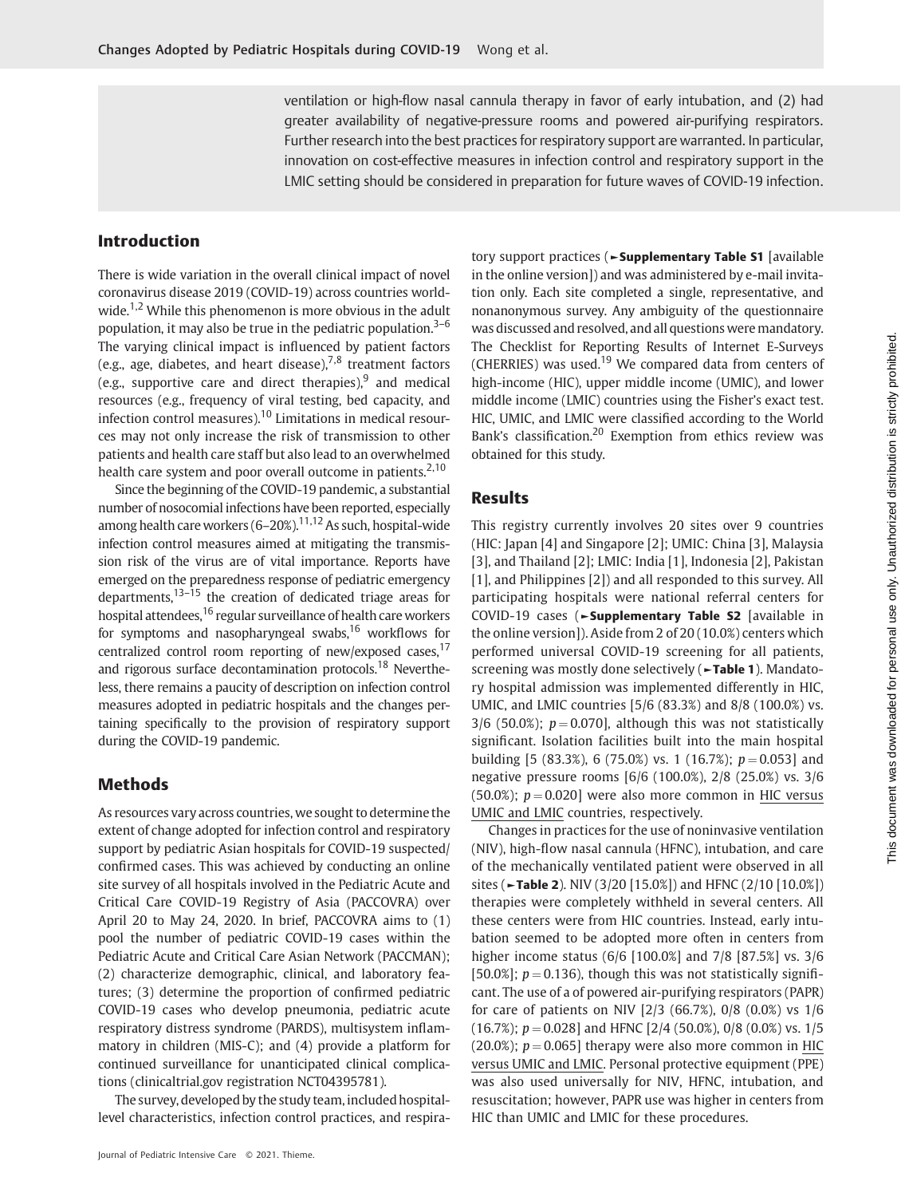ventilation or high-flow nasal cannula therapy in favor of early intubation, and (2) had greater availability of negative-pressure rooms and powered air-purifying respirators. Further research into the best practices for respiratory support are warranted. In particular, innovation on cost-effective measures in infection control and respiratory support in the LMIC setting should be considered in preparation for future waves of COVID-19 infection.

## Introduction

There is wide variation in the overall clinical impact of novel coronavirus disease 2019 (COVID-19) across countries worldwide.[1,2] While this phenomenon is more obvious in the adult population, it may also be true in the pediatric population.[3–6] The varying clinical impact is influenced by patient factors (e.g., age, diabetes, and heart disease),[7,8] treatment factors (e.g., supportive care and direct therapies),[9] and medical resources (e.g., frequency of viral testing, bed capacity, and infection control measures).[10] Limitations in medical resources may not only increase the risk of transmission to other patients and health care staff but also lead to an overwhelmed health care system and poor overall outcome in patients.[2,10]

Since the beginning of the COVID-19 pandemic, a substantial number of nosocomial infections have been reported, especially among health care workers (6–20%).[11,12] As such, hospital-wide infection control measures aimed at mitigating the transmission risk of the virus are of vital importance. Reports have emerged on the preparedness response of pediatric emergency departments,[13–15] the creation of dedicated triage areas for hospital attendees,[16] regular surveillance of health care workers for symptoms and nasopharyngeal swabs,[16] workflows for centralized control room reporting of new/exposed cases,[17] and rigorous surface decontamination protocols.[18] Nevertheless, there remains a paucity of description on infection control measures adopted in pediatric hospitals and the changes pertaining specifically to the provision of respiratory support during the COVID-19 pandemic.

## Methods

As resources vary across countries, we sought to determine the extent of change adopted for infection control and respiratory support by pediatric Asian hospitals for COVID-19 suspected/confirmed cases. This was achieved by conducting an online site survey of all hospitals involved in the Pediatric Acute and Critical Care COVID-19 Registry of Asia (PACCOVRA) over April 20 to May 24, 2020. In brief, PACCOVRA aims to (1) pool the number of pediatric COVID-19 cases within the Pediatric Acute and Critical Care Asian Network (PACCMAN); (2) characterize demographic, clinical, and laboratory features; (3) determine the proportion of confirmed pediatric COVID-19 cases who develop pneumonia, pediatric acute respiratory distress syndrome (PARDS), multisystem inflammatory in children (MIS-C); and (4) provide a platform for continued surveillance for unanticipated clinical complications (clinicaltrial.gov registration NCT04395781).

The survey, developed by the study team, included hospital-level characteristics, infection control practices, and respiratory support practices (►**Supplementary Table S1** [available in the online version]) and was administered by e-mail invitation only. Each site completed a single, representative, and nonanonymous survey. Any ambiguity of the questionnaire was discussed and resolved, and all questions were mandatory. The Checklist for Reporting Results of Internet E-Surveys (CHERRIES) was used.[19] We compared data from centers of high-income (HIC), upper middle income (UMIC), and lower middle income (LMIC) countries using the Fisher's exact test. HIC, UMIC, and LMIC were classified according to the World Bank's classification.[20] Exemption from ethics review was obtained for this study.

## Results

This registry currently involves 20 sites over 9 countries (HIC: Japan [4] and Singapore [2]; UMIC: China [3], Malaysia [3], and Thailand [2]; LMIC: India [1], Indonesia [2], Pakistan [1], and Philippines [2]) and all responded to this survey. All participating hospitals were national referral centers for COVID-19 cases (►**Supplementary Table S2** [available in the online version]). Aside from 2 of 20 (10.0%) centers which performed universal COVID-19 screening for all patients, screening was mostly done selectively (►**Table 1**). Mandatory hospital admission was implemented differently in HIC, UMIC, and LMIC countries [5/6 (83.3%) and 8/8 (100.0%) vs. 3/6 (50.0%); $p = 0.070$], although this was not statistically significant. Isolation facilities built into the main hospital building [5 (83.3%), 6 (75.0%) vs. 1 (16.7%); $p = 0.053$] and negative pressure rooms [6/6 (100.0%), 2/8 (25.0%) vs. 3/6 (50.0%); $p = 0.020$] were also more common in HIC versus UMIC and LMIC countries, respectively.

Changes in practices for the use of noninvasive ventilation (NIV), high-flow nasal cannula (HFNC), intubation, and care of the mechanically ventilated patient were observed in all sites (►**Table 2**). NIV (3/20 [15.0%]) and HFNC (2/10 [10.0%]) therapies were completely withheld in several centers. All these centers were from HIC countries. Instead, early intubation seemed to be adopted more often in centers from higher income status (6/6 [100.0%] and 7/8 [87.5%] vs. 3/6 [50.0%]; $p = 0.136$), though this was not statistically significant. The use of a of powered air-purifying respirators (PAPR) for care of patients on NIV [2/3 (66.7%), 0/8 (0.0%) vs 1/6 (16.7%); $p = 0.028$] and HFNC [2/4 (50.0%), 0/8 (0.0%) vs. 1/5 (20.0%); $p = 0.065$] therapy were also more common in HIC versus UMIC and LMIC. Personal protective equipment (PPE) was also used universally for NIV, HFNC, intubation, and resuscitation; however, PAPR use was higher in centers from HIC than UMIC and LMIC for these procedures.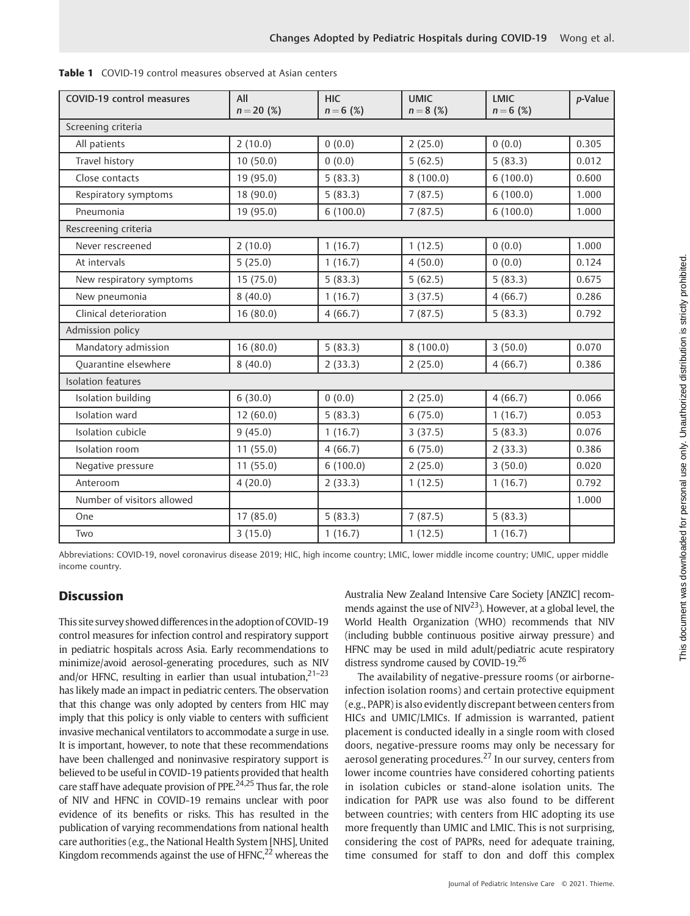**Table 1** COVID-19 control measures observed at Asian centers

| COVID-19 control measures | All $n = 20$ (%) | HIC $n = 6$ (%) | UMIC $n = 8$ (%) | LMIC $n = 6$ (%) | *p*-Value |
|---|---|---|---|---|---|
| Screening criteria | | | | | |
| All patients | 2 (10.0) | 0 (0.0) | 2 (25.0) | 0 (0.0) | 0.305 |
| Travel history | 10 (50.0) | 0 (0.0) | 5 (62.5) | 5 (83.3) | 0.012 |
| Close contacts | 19 (95.0) | 5 (83.3) | 8 (100.0) | 6 (100.0) | 0.600 |
| Respiratory symptoms | 18 (90.0) | 5 (83.3) | 7 (87.5) | 6 (100.0) | 1.000 |
| Pneumonia | 19 (95.0) | 6 (100.0) | 7 (87.5) | 6 (100.0) | 1.000 |
| Rescreening criteria | | | | | |
| Never rescreened | 2 (10.0) | 1 (16.7) | 1 (12.5) | 0 (0.0) | 1.000 |
| At intervals | 5 (25.0) | 1 (16.7) | 4 (50.0) | 0 (0.0) | 0.124 |
| New respiratory symptoms | 15 (75.0) | 5 (83.3) | 5 (62.5) | 5 (83.3) | 0.675 |
| New pneumonia | 8 (40.0) | 1 (16.7) | 3 (37.5) | 4 (66.7) | 0.286 |
| Clinical deterioration | 16 (80.0) | 4 (66.7) | 7 (87.5) | 5 (83.3) | 0.792 |
| Admission policy | | | | | |
| Mandatory admission | 16 (80.0) | 5 (83.3) | 8 (100.0) | 3 (50.0) | 0.070 |
| Quarantine elsewhere | 8 (40.0) | 2 (33.3) | 2 (25.0) | 4 (66.7) | 0.386 |
| Isolation features | | | | | |
| Isolation building | 6 (30.0) | 0 (0.0) | 2 (25.0) | 4 (66.7) | 0.066 |
| Isolation ward | 12 (60.0) | 5 (83.3) | 6 (75.0) | 1 (16.7) | 0.053 |
| Isolation cubicle | 9 (45.0) | 1 (16.7) | 3 (37.5) | 5 (83.3) | 0.076 |
| Isolation room | 11 (55.0) | 4 (66.7) | 6 (75.0) | 2 (33.3) | 0.386 |
| Negative pressure | 11 (55.0) | 6 (100.0) | 2 (25.0) | 3 (50.0) | 0.020 |
| Anteroom | 4 (20.0) | 2 (33.3) | 1 (12.5) | 1 (16.7) | 0.792 |
| Number of visitors allowed | | | | | 1.000 |
| One | 17 (85.0) | 5 (83.3) | 7 (87.5) | 5 (83.3) | |
| Two | 3 (15.0) | 1 (16.7) | 1 (12.5) | 1 (16.7) | |

Abbreviations: COVID-19, novel coronavirus disease 2019; HIC, high income country; LMIC, lower middle income country; UMIC, upper middle income country.

## Discussion

This site survey showed differences in the adoption of COVID-19 control measures for infection control and respiratory support in pediatric hospitals across Asia. Early recommendations to minimize/avoid aerosol-generating procedures, such as NIV and/or HFNC, resulting in earlier than usual intubation,[21–23] has likely made an impact in pediatric centers. The observation that this change was only adopted by centers from HIC may imply that this policy is only viable to centers with sufficient invasive mechanical ventilators to accommodate a surge in use. It is important, however, to note that these recommendations have been challenged and noninvasive respiratory support is believed to be useful in COVID-19 patients provided that health care staff have adequate provision of PPE.[24,25] Thus far, the role of NIV and HFNC in COVID-19 remains unclear with poor evidence of its benefits or risks. This has resulted in the publication of varying recommendations from national health care authorities (e.g., the National Health System [NHS], United Kingdom recommends against the use of HFNC,[22] whereas the Australia New Zealand Intensive Care Society [ANZIC] recommends against the use of NIV[23]). However, at a global level, the World Health Organization (WHO) recommends that NIV (including bubble continuous positive airway pressure) and HFNC may be used in mild adult/pediatric acute respiratory distress syndrome caused by COVID-19.[26]

The availability of negative-pressure rooms (or airborne-infection isolation rooms) and certain protective equipment (e.g., PAPR) is also evidently discrepant between centers from HICs and UMIC/LMICs. If admission is warranted, patient placement is conducted ideally in a single room with closed doors, negative-pressure rooms may only be necessary for aerosol generating procedures.[27] In our survey, centers from lower income countries have considered cohorting patients in isolation cubicles or stand-alone isolation units. The indication for PAPR use was also found to be different between countries; with centers from HIC adopting its use more frequently than UMIC and LMIC. This is not surprising, considering the cost of PAPRs, need for adequate training, time consumed for staff to don and doff this complex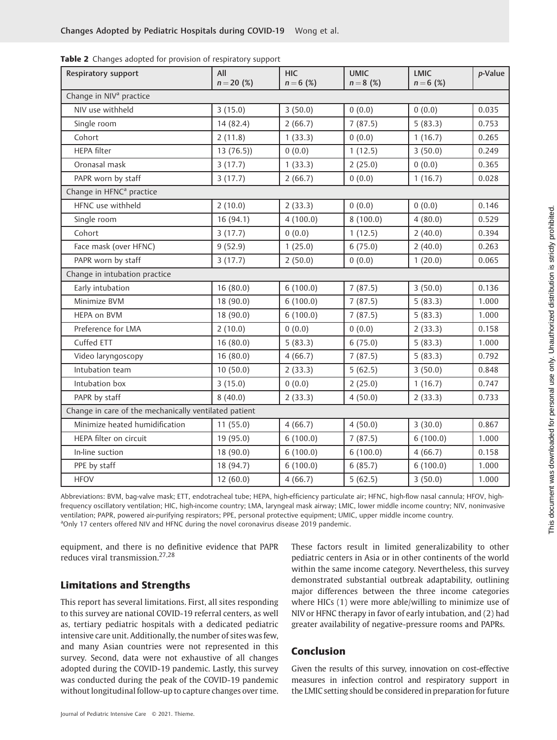**Table 2** Changes adopted for provision of respiratory support

| Respiratory support | All $n=20$ (%) | HIC $n=6$ (%) | UMIC $n=8$ (%) | LMIC $n=6$ (%) | p-Value |
|---|---|---|---|---|---|
| Change in NIV[a] practice | | | | | |
| NIV use withheld | 3 (15.0) | 3 (50.0) | 0 (0.0) | 0 (0.0) | 0.035 |
| Single room | 14 (82.4) | 2 (66.7) | 7 (87.5) | 5 (83.3) | 0.753 |
| Cohort | 2 (11.8) | 1 (33.3) | 0 (0.0) | 1 (16.7) | 0.265 |
| HEPA filter | 13 (76.5)) | 0 (0.0) | 1 (12.5) | 3 (50.0) | 0.249 |
| Oronasal mask | 3 (17.7) | 1 (33.3) | 2 (25.0) | 0 (0.0) | 0.365 |
| PAPR worn by staff | 3 (17.7) | 2 (66.7) | 0 (0.0) | 1 (16.7) | 0.028 |
| Change in HFNC[a] practice | | | | | |
| HFNC use withheld | 2 (10.0) | 2 (33.3) | 0 (0.0) | 0 (0.0) | 0.146 |
| Single room | 16 (94.1) | 4 (100.0) | 8 (100.0) | 4 (80.0) | 0.529 |
| Cohort | 3 (17.7) | 0 (0.0) | 1 (12.5) | 2 (40.0) | 0.394 |
| Face mask (over HFNC) | 9 (52.9) | 1 (25.0) | 6 (75.0) | 2 (40.0) | 0.263 |
| PAPR worn by staff | 3 (17.7) | 2 (50.0) | 0 (0.0) | 1 (20.0) | 0.065 |
| Change in intubation practice | | | | | |
| Early intubation | 16 (80.0) | 6 (100.0) | 7 (87.5) | 3 (50.0) | 0.136 |
| Minimize BVM | 18 (90.0) | 6 (100.0) | 7 (87.5) | 5 (83.3) | 1.000 |
| HEPA on BVM | 18 (90.0) | 6 (100.0) | 7 (87.5) | 5 (83.3) | 1.000 |
| Preference for LMA | 2 (10.0) | 0 (0.0) | 0 (0.0) | 2 (33.3) | 0.158 |
| Cuffed ETT | 16 (80.0) | 5 (83.3) | 6 (75.0) | 5 (83.3) | 1.000 |
| Video laryngoscopy | 16 (80.0) | 4 (66.7) | 7 (87.5) | 5 (83.3) | 0.792 |
| Intubation team | 10 (50.0) | 2 (33.3) | 5 (62.5) | 3 (50.0) | 0.848 |
| Intubation box | 3 (15.0) | 0 (0.0) | 2 (25.0) | 1 (16.7) | 0.747 |
| PAPR by staff | 8 (40.0) | 2 (33.3) | 4 (50.0) | 2 (33.3) | 0.733 |
| Change in care of the mechanically ventilated patient | | | | | |
| Minimize heated humidification | 11 (55.0) | 4 (66.7) | 4 (50.0) | 3 (30.0) | 0.867 |
| HEPA filter on circuit | 19 (95.0) | 6 (100.0) | 7 (87.5) | 6 (100.0) | 1.000 |
| In-line suction | 18 (90.0) | 6 (100.0) | 6 (100.0) | 4 (66.7) | 0.158 |
| PPE by staff | 18 (94.7) | 6 (100.0) | 6 (85.7) | 6 (100.0) | 1.000 |
| HFOV | 12 (60.0) | 4 (66.7) | 5 (62.5) | 3 (50.0) | 1.000 |

Abbreviations: BVM, bag-valve mask; ETT, endotracheal tube; HEPA, high-efficiency particulate air; HFNC, high-flow nasal cannula; HFOV, high-frequency oscillatory ventilation; HIC, high-income country; LMA, laryngeal mask airway; LMIC, lower middle income country; NIV, noninvasive ventilation; PAPR, powered air-purifying respirators; PPE, personal protective equipment; UMIC, upper middle income country.
[a]Only 17 centers offered NIV and HFNC during the novel coronavirus disease 2019 pandemic.

equipment, and there is no definitive evidence that PAPR reduces viral transmission.[27,28]

## Limitations and Strengths

This report has several limitations. First, all sites responding to this survey are national COVID-19 referral centers, as well as, tertiary pediatric hospitals with a dedicated pediatric intensive care unit. Additionally, the number of sites was few, and many Asian countries were not represented in this survey. Second, data were not exhaustive of all changes adopted during the COVID-19 pandemic. Lastly, this survey was conducted during the peak of the COVID-19 pandemic without longitudinal follow-up to capture changes over time. These factors result in limited generalizability to other pediatric centers in Asia or in other continents of the world within the same income category. Nevertheless, this survey demonstrated substantial outbreak adaptability, outlining major differences between the three income categories where HICs (1) were more able/willing to minimize use of NIV or HFNC therapy in favor of early intubation, and (2) had greater availability of negative-pressure rooms and PAPRs.

## Conclusion

Given the results of this survey, innovation on cost-effective measures in infection control and respiratory support in the LMIC setting should be considered in preparation for future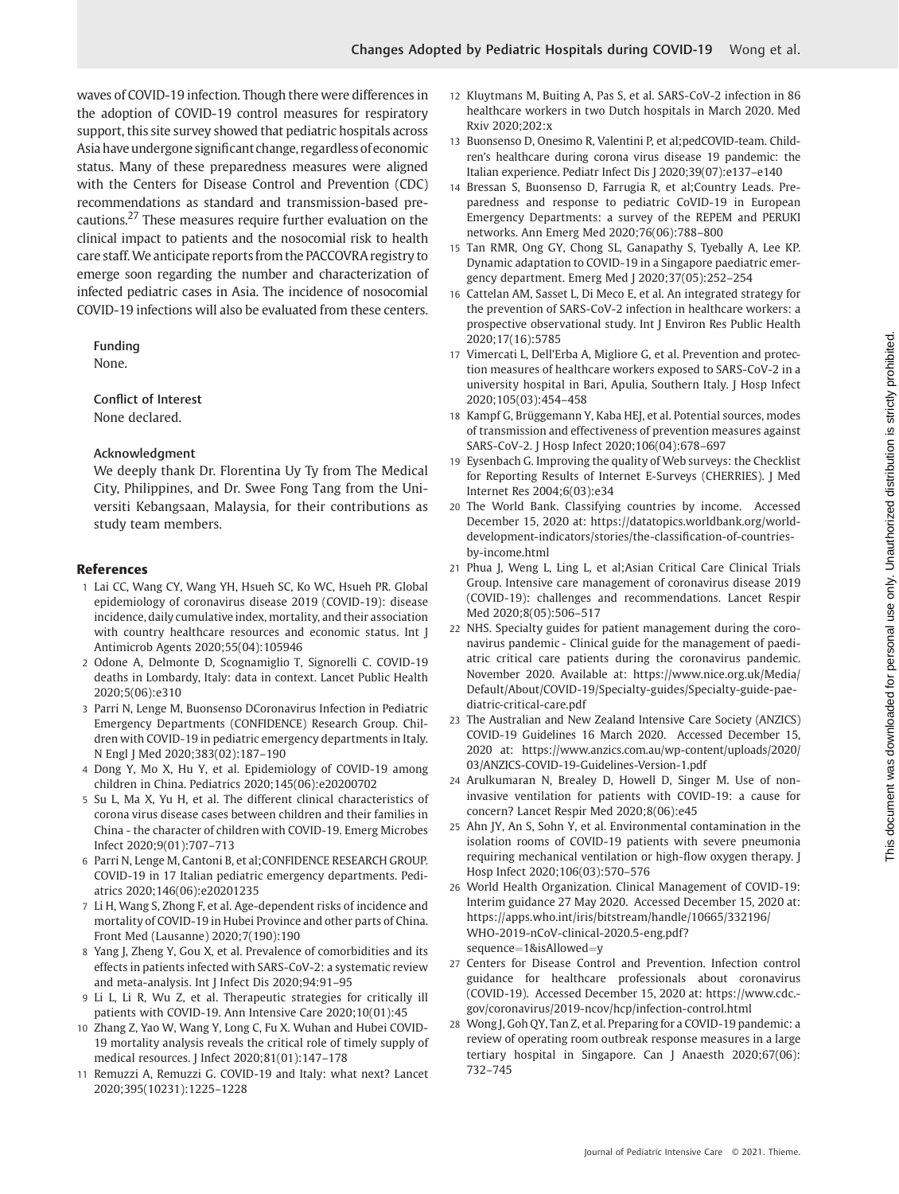waves of COVID-19 infection. Though there were differences in the adoption of COVID-19 control measures for respiratory support, this site survey showed that pediatric hospitals across Asia have undergone significant change, regardless of economic status. Many of these preparedness measures were aligned with the Centers for Disease Control and Prevention (CDC) recommendations as standard and transmission-based precautions.[27] These measures require further evaluation on the clinical impact to patients and the nosocomial risk to health care staff. We anticipate reports from the PACCOVRA registry to emerge soon regarding the number and characterization of infected pediatric cases in Asia. The incidence of nosocomial COVID-19 infections will also be evaluated from these centers.

**Funding**
None.

**Conflict of Interest**
None declared.

**Acknowledgment**
We deeply thank Dr. Florentina Uy Ty from The Medical City, Philippines, and Dr. Swee Fong Tang from the Universiti Kebangsaan, Malaysia, for their contributions as study team members.

## References

1. Lai CC, Wang CY, Wang YH, Hsueh SC, Ko WC, Hsueh PR. Global epidemiology of coronavirus disease 2019 (COVID-19): disease incidence, daily cumulative index, mortality, and their association with country healthcare resources and economic status. Int J Antimicrob Agents 2020;55(04):105946
2. Odone A, Delmonte D, Scognamiglio T, Signorelli C. COVID-19 deaths in Lombardy, Italy: data in context. Lancet Public Health 2020;5(06):e310
3. Parri N, Lenge M, Buonsenso DCoronavirus Infection in Pediatric Emergency Departments (CONFIDENCE) Research Group. Children with COVID-19 in pediatric emergency departments in Italy. N Engl J Med 2020;383(02):187–190
4. Dong Y, Mo X, Hu Y, et al. Epidemiology of COVID-19 among children in China. Pediatrics 2020;145(06):e20200702
5. Su L, Ma X, Yu H, et al. The different clinical characteristics of corona virus disease cases between children and their families in China - the character of children with COVID-19. Emerg Microbes Infect 2020;9(01):707–713
6. Parri N, Lenge M, Cantoni B, et al;CONFIDENCE RESEARCH GROUP. COVID-19 in 17 Italian pediatric emergency departments. Pediatrics 2020;146(06):e20201235
7. Li H, Wang S, Zhong F, et al. Age-dependent risks of incidence and mortality of COVID-19 in Hubei Province and other parts of China. Front Med (Lausanne) 2020;7(190):190
8. Yang J, Zheng Y, Gou X, et al. Prevalence of comorbidities and its effects in patients infected with SARS-CoV-2: a systematic review and meta-analysis. Int J Infect Dis 2020;94:91–95
9. Li L, Li R, Wu Z, et al. Therapeutic strategies for critically ill patients with COVID-19. Ann Intensive Care 2020;10(01):45
10. Zhang Z, Yao W, Wang Y, Long C, Fu X. Wuhan and Hubei COVID-19 mortality analysis reveals the critical role of timely supply of medical resources. J Infect 2020;81(01):147–178
11. Remuzzi A, Remuzzi G. COVID-19 and Italy: what next? Lancet 2020;395(10231):1225–1228
12. Kluytmans M, Buiting A, Pas S, et al. SARS-CoV-2 infection in 86 healthcare workers in two Dutch hospitals in March 2020. Med Rxiv 2020;202:x
13. Buonsenso D, Onesimo R, Valentini P, et al;pedCOVID-team. Children's healthcare during corona virus disease 19 pandemic: the Italian experience. Pediatr Infect Dis J 2020;39(07):e137–e140
14. Bressan S, Buonsenso D, Farrugia R, et al;Country Leads. Preparedness and response to pediatric CoVID-19 in European Emergency Departments: a survey of the REPEM and PERUKI networks. Ann Emerg Med 2020;76(06):788–800
15. Tan RMR, Ong GY, Chong SL, Ganapathy S, Tyebally A, Lee KP. Dynamic adaptation to COVID-19 in a Singapore paediatric emergency department. Emerg Med J 2020;37(05):252–254
16. Cattelan AM, Sasset L, Di Meco E, et al. An integrated strategy for the prevention of SARS-CoV-2 infection in healthcare workers: a prospective observational study. Int J Environ Res Public Health 2020;17(16):5785
17. Vimercati L, Dell'Erba A, Migliore G, et al. Prevention and protection measures of healthcare workers exposed to SARS-CoV-2 in a university hospital in Bari, Apulia, Southern Italy. J Hosp Infect 2020;105(03):454–458
18. Kampf G, Brüggemann Y, Kaba HEJ, et al. Potential sources, modes of transmission and effectiveness of prevention measures against SARS-CoV-2. J Hosp Infect 2020;106(04):678–697
19. Eysenbach G. Improving the quality of Web surveys: the Checklist for Reporting Results of Internet E-Surveys (CHERRIES). J Med Internet Res 2004;6(03):e34
20. The World Bank. Classifying countries by income. Accessed December 15, 2020 at: https://datatopics.worldbank.org/world-development-indicators/stories/the-classification-of-countries-by-income.html
21. Phua J, Weng L, Ling L, et al;Asian Critical Care Clinical Trials Group. Intensive care management of coronavirus disease 2019 (COVID-19): challenges and recommendations. Lancet Respir Med 2020;8(05):506–517
22. NHS. Specialty guides for patient management during the coronavirus pandemic - Clinical guide for the management of paediatric critical care patients during the coronavirus pandemic. November 2020. Available at: https://www.nice.org.uk/Media/Default/About/COVID-19/Specialty-guides/Specialty-guide-paediatric-critical-care.pdf
23. The Australian and New Zealand Intensive Care Society (ANZICS) COVID-19 Guidelines 16 March 2020. Accessed December 15, 2020 at: https://www.anzics.com.au/wp-content/uploads/2020/03/ANZICS-COVID-19-Guidelines-Version-1.pdf
24. Arulkumaran N, Brealey D, Howell D, Singer M. Use of non-invasive ventilation for patients with COVID-19: a cause for concern? Lancet Respir Med 2020;8(06):e45
25. Ahn JY, An S, Sohn Y, et al. Environmental contamination in the isolation rooms of COVID-19 patients with severe pneumonia requiring mechanical ventilation or high-flow oxygen therapy. J Hosp Infect 2020;106(03):570–576
26. World Health Organization. Clinical Management of COVID-19: Interim guidance 27 May 2020. Accessed December 15, 2020 at: https://apps.who.int/iris/bitstream/handle/10665/332196/WHO-2019-nCoV-clinical-2020.5-eng.pdf?sequence=1&isAllowed=y
27. Centers for Disease Control and Prevention. Infection control guidance for healthcare professionals about coronavirus (COVID-19). Accessed December 15, 2020 at: https://www.cdc.gov/coronavirus/2019-ncov/hcp/infection-control.html
28. Wong J, Goh QY, Tan Z, et al. Preparing for a COVID-19 pandemic: a review of operating room outbreak response measures in a large tertiary hospital in Singapore. Can J Anaesth 2020;67(06):732–745